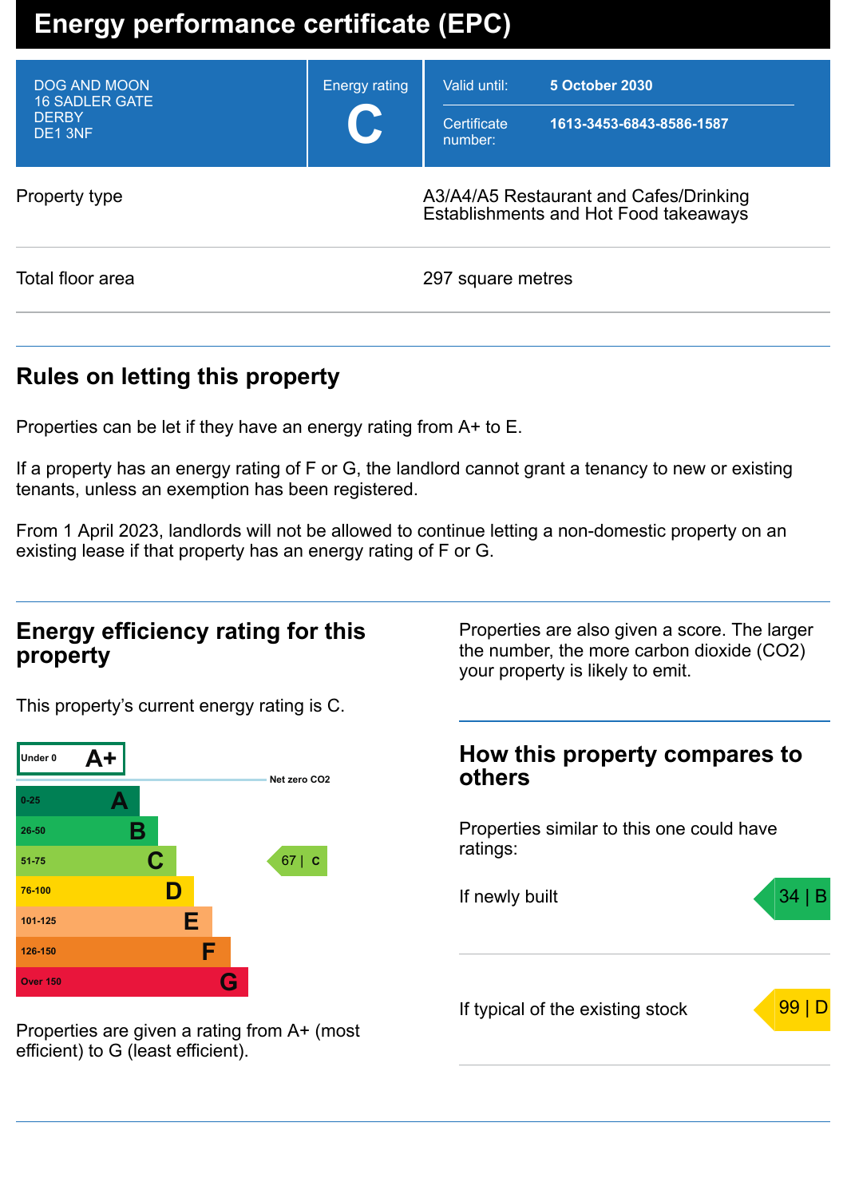# Energy performance certificate (EPC)

| | | |
|---|---|---|
| DOG AND MOON<br>16 SADLER GATE<br>DERBY<br>DE1 3NF | Energy rating<br>**C** | Valid until: **5 October 2030**<br>Certificate number: **1613-3453-6843-8586-1587** |

| | |
|---|---|
| Property type | A3/A4/A5 Restaurant and Cafes/Drinking Establishments and Hot Food takeaways |
| Total floor area | 297 square metres |

## Rules on letting this property

Properties can be let if they have an energy rating from A+ to E.

If a property has an energy rating of F or G, the landlord cannot grant a tenancy to new or existing tenants, unless an exemption has been registered.

From 1 April 2023, landlords will not be allowed to continue letting a non-domestic property on an existing lease if that property has an energy rating of F or G.

## Energy efficiency rating for this property

This property's current energy rating is C.

| Score | Rating | Current |
|---|---|---|
| Under 0 | A+ | |
| | Net zero CO2 | |
| 0-25 | A | |
| 26-50 | B | |
| 51-75 | C | 67 \| C |
| 76-100 | D | |
| 101-125 | E | |
| 126-150 | F | |
| Over 150 | G | |

Properties are given a rating from A+ (most efficient) to G (least efficient).

Properties are also given a score. The larger the number, the more carbon dioxide ($CO_2$) your property is likely to emit.

## How this property compares to others

Properties similar to this one could have ratings:

| | |
|---|---|
| If newly built | 34 \| B |
| If typical of the existing stock | 99 \| D |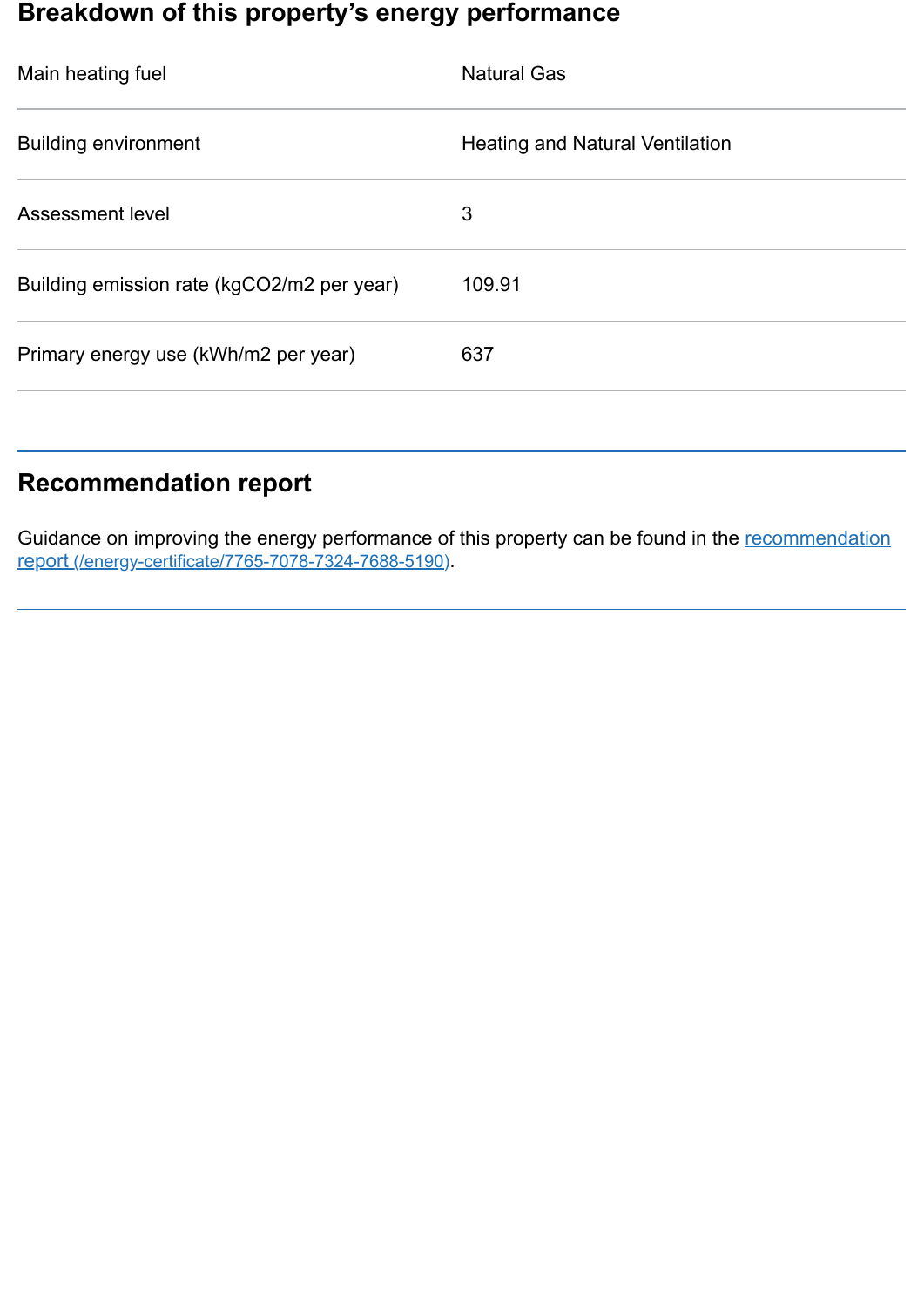## Breakdown of this property's energy performance

| | |
|---|---|
| Main heating fuel | Natural Gas |
| Building environment | Heating and Natural Ventilation |
| Assessment level | 3 |
| Building emission rate (kgCO2/m2 per year) | 109.91 |
| Primary energy use (kWh/m2 per year) | 637 |

## Recommendation report

Guidance on improving the energy performance of this property can be found in the [recommendation report (/energy-certificate/7765-7078-7324-7688-5190)](/energy-certificate/7765-7078-7324-7688-5190).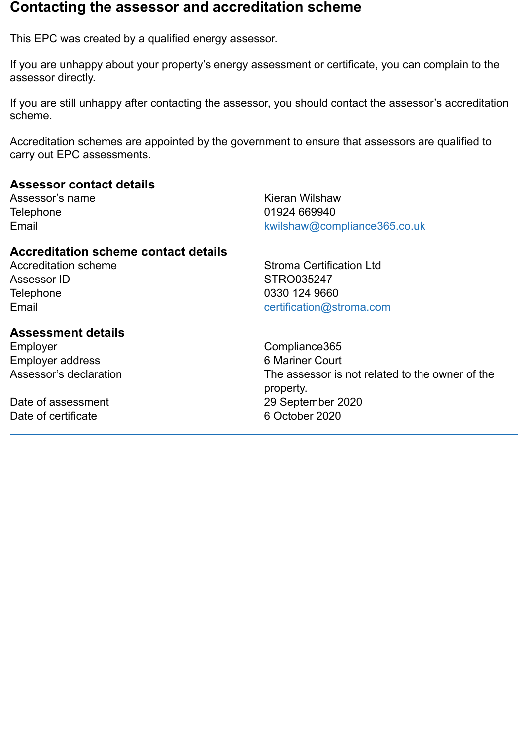# Contacting the assessor and accreditation scheme

This EPC was created by a qualified energy assessor.

If you are unhappy about your property's energy assessment or certificate, you can complain to the assessor directly.

If you are still unhappy after contacting the assessor, you should contact the assessor's accreditation scheme.

Accreditation schemes are appointed by the government to ensure that assessors are qualified to carry out EPC assessments.

## Assessor contact details

| | |
|---|---|
| Assessor's name | Kieran Wilshaw |
| Telephone | 01924 669940 |
| Email | kwilshaw@compliance365.co.uk |

## Accreditation scheme contact details

| | |
|---|---|
| Accreditation scheme | Stroma Certification Ltd |
| Assessor ID | STRO035247 |
| Telephone | 0330 124 9660 |
| Email | certification@stroma.com |

## Assessment details

| | |
|---|---|
| Employer | Compliance365 |
| Employer address | 6 Mariner Court |
| Assessor's declaration | The assessor is not related to the owner of the property. |
| Date of assessment | 29 September 2020 |
| Date of certificate | 6 October 2020 |